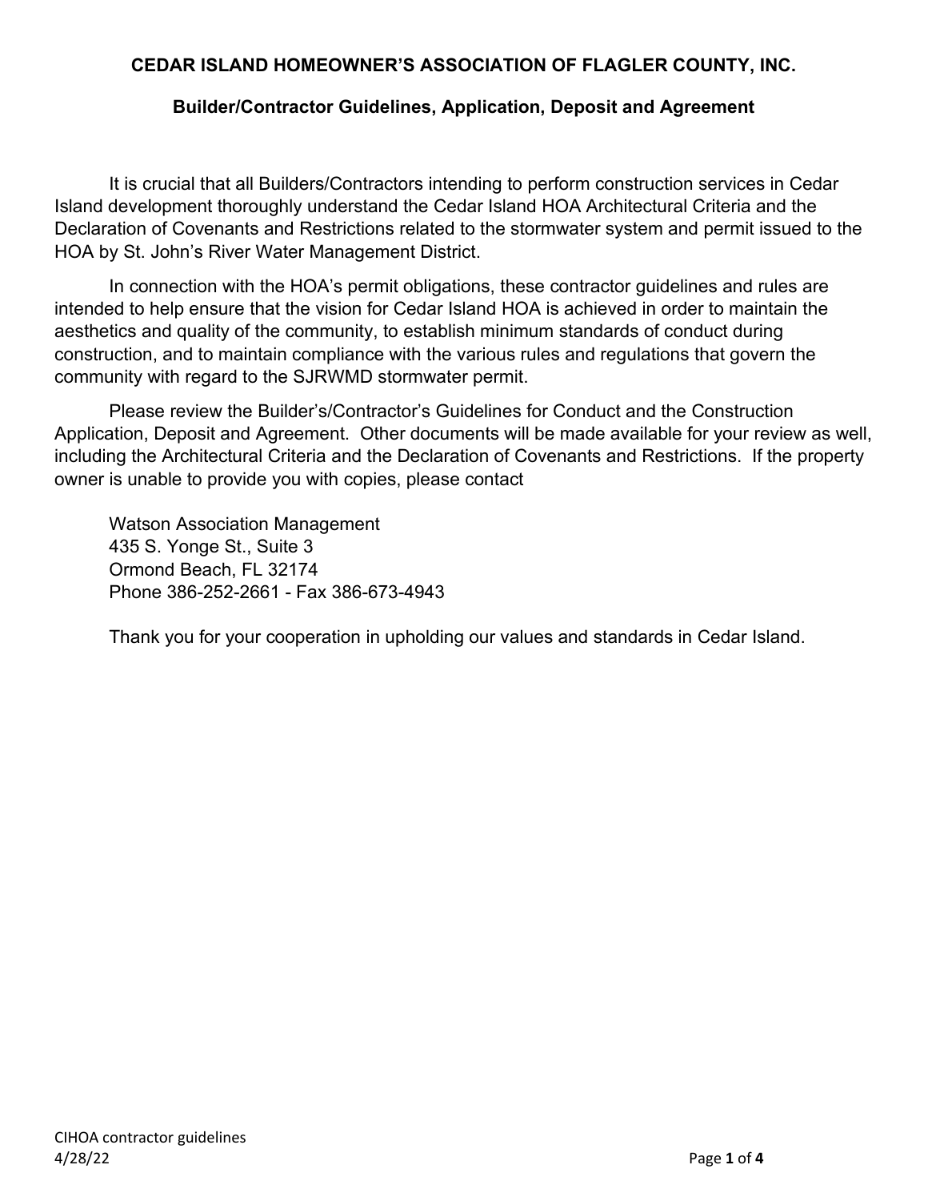# CEDAR ISLAND HOMEOWNER'S ASSOCIATION OF FLAGLER COUNTY, INC.

## Builder/Contractor Guidelines, Application, Deposit and Agreement

It is crucial that all Builders/Contractors intending to perform construction services in Cedar Island development thoroughly understand the Cedar Island HOA Architectural Criteria and the Declaration of Covenants and Restrictions related to the stormwater system and permit issued to the HOA by St. John's River Water Management District.

In connection with the HOA's permit obligations, these contractor guidelines and rules are intended to help ensure that the vision for Cedar Island HOA is achieved in order to maintain the aesthetics and quality of the community, to establish minimum standards of conduct during construction, and to maintain compliance with the various rules and regulations that govern the community with regard to the SJRWMD stormwater permit.

Please review the Builder's/Contractor's Guidelines for Conduct and the Construction Application, Deposit and Agreement. Other documents will be made available for your review as well, including the Architectural Criteria and the Declaration of Covenants and Restrictions. If the property owner is unable to provide you with copies, please contact

Watson Association Management
435 S. Yonge St., Suite 3
Ormond Beach, FL 32174
Phone 386-252-2661 - Fax 386-673-4943

Thank you for your cooperation in upholding our values and standards in Cedar Island.

CIHOA contractor guidelines
4/28/22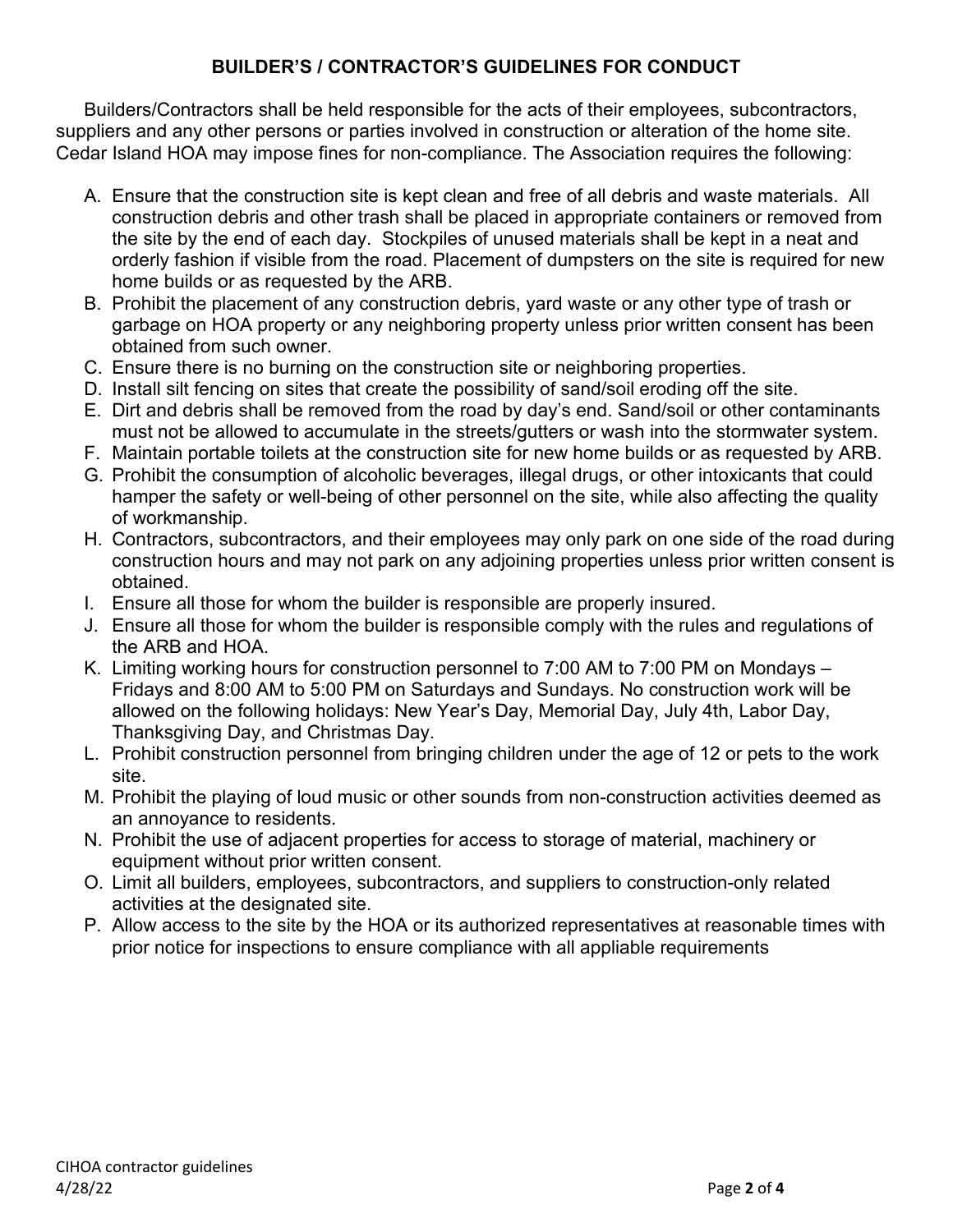# BUILDER'S / CONTRACTOR'S GUIDELINES FOR CONDUCT

Builders/Contractors shall be held responsible for the acts of their employees, subcontractors, suppliers and any other persons or parties involved in construction or alteration of the home site. Cedar Island HOA may impose fines for non-compliance. The Association requires the following:

A. Ensure that the construction site is kept clean and free of all debris and waste materials. All construction debris and other trash shall be placed in appropriate containers or removed from the site by the end of each day. Stockpiles of unused materials shall be kept in a neat and orderly fashion if visible from the road. Placement of dumpsters on the site is required for new home builds or as requested by the ARB.
B. Prohibit the placement of any construction debris, yard waste or any other type of trash or garbage on HOA property or any neighboring property unless prior written consent has been obtained from such owner.
C. Ensure there is no burning on the construction site or neighboring properties.
D. Install silt fencing on sites that create the possibility of sand/soil eroding off the site.
E. Dirt and debris shall be removed from the road by day's end. Sand/soil or other contaminants must not be allowed to accumulate in the streets/gutters or wash into the stormwater system.
F. Maintain portable toilets at the construction site for new home builds or as requested by ARB.
G. Prohibit the consumption of alcoholic beverages, illegal drugs, or other intoxicants that could hamper the safety or well-being of other personnel on the site, while also affecting the quality of workmanship.
H. Contractors, subcontractors, and their employees may only park on one side of the road during construction hours and may not park on any adjoining properties unless prior written consent is obtained.
I. Ensure all those for whom the builder is responsible are properly insured.
J. Ensure all those for whom the builder is responsible comply with the rules and regulations of the ARB and HOA.
K. Limiting working hours for construction personnel to 7:00 AM to 7:00 PM on Mondays – Fridays and 8:00 AM to 5:00 PM on Saturdays and Sundays. No construction work will be allowed on the following holidays: New Year's Day, Memorial Day, July 4th, Labor Day, Thanksgiving Day, and Christmas Day.
L. Prohibit construction personnel from bringing children under the age of 12 or pets to the work site.
M. Prohibit the playing of loud music or other sounds from non-construction activities deemed as an annoyance to residents.
N. Prohibit the use of adjacent properties for access to storage of material, machinery or equipment without prior written consent.
O. Limit all builders, employees, subcontractors, and suppliers to construction-only related activities at the designated site.
P. Allow access to the site by the HOA or its authorized representatives at reasonable times with prior notice for inspections to ensure compliance with all appliable requirements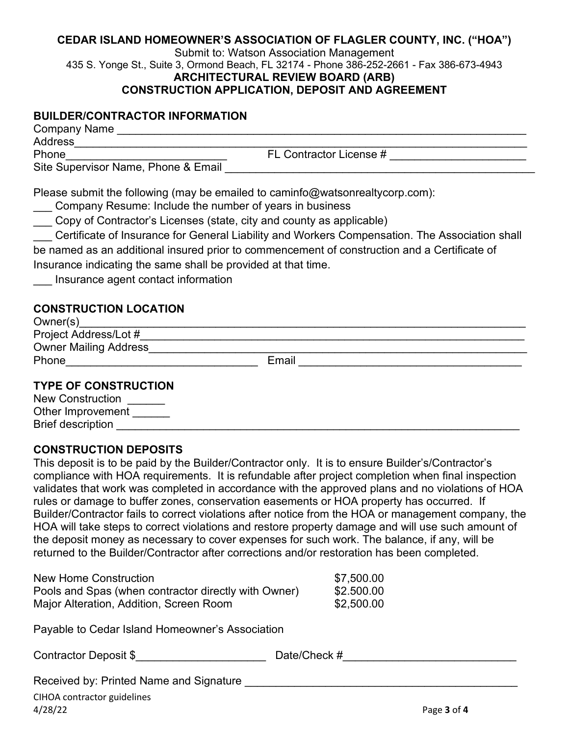**CEDAR ISLAND HOMEOWNER'S ASSOCIATION OF FLAGLER COUNTY, INC. ("HOA")**

Submit to: Watson Association Management

435 S. Yonge St., Suite 3, Ormond Beach, FL 32174 - Phone 386-252-2661 - Fax 386-673-4943

**ARCHITECTURAL REVIEW BOARD (ARB)**

**CONSTRUCTION APPLICATION, DEPOSIT AND AGREEMENT**

## BUILDER/CONTRACTOR INFORMATION

Company Name ______________________________________________________________

Address______________________________________________________________________

Phone___________________________ FL Contractor License # ______________________

Site Supervisor Name, Phone & Email ___________________________________________________

Please submit the following (may be emailed to caminfo@watsonrealtycorp.com):

___ Company Resume: Include the number of years in business

___ Copy of Contractor's Licenses (state, city and county as applicable)

___ Certificate of Insurance for General Liability and Workers Compensation. The Association shall be named as an additional insured prior to commencement of construction and a Certificate of Insurance indicating the same shall be provided at that time.

___ Insurance agent contact information

## CONSTRUCTION LOCATION

Owner(s)_____________________________________________________________________

Project Address/Lot #_________________________________________________________

Owner Mailing Address_________________________________________________________

Phone_______________________________ Email ____________________________________

## TYPE OF CONSTRUCTION

New Construction ______

Other Improvement ______

Brief description _____________________________________________________________

## CONSTRUCTION DEPOSITS

This deposit is to be paid by the Builder/Contractor only. It is to ensure Builder's/Contractor's compliance with HOA requirements. It is refundable after project completion when final inspection validates that work was completed in accordance with the approved plans and no violations of HOA rules or damage to buffer zones, conservation easements or HOA property has occurred. If Builder/Contractor fails to correct violations after notice from the HOA or management company, the HOA will take steps to correct violations and restore property damage and will use such amount of the deposit money as necessary to cover expenses for such work. The balance, if any, will be returned to the Builder/Contractor after corrections and/or restoration has been completed.

| | |
|---|---|
| New Home Construction | $7,500.00 |
| Pools and Spas (when contractor directly with Owner) | $2.500.00 |
| Major Alteration, Addition, Screen Room | $2,500.00 |

Payable to Cedar Island Homeowner's Association

Contractor Deposit $_____________________ Date/Check #____________________________

Received by: Printed Name and Signature _____________________________________________

CIHOA contractor guidelines
4/28/22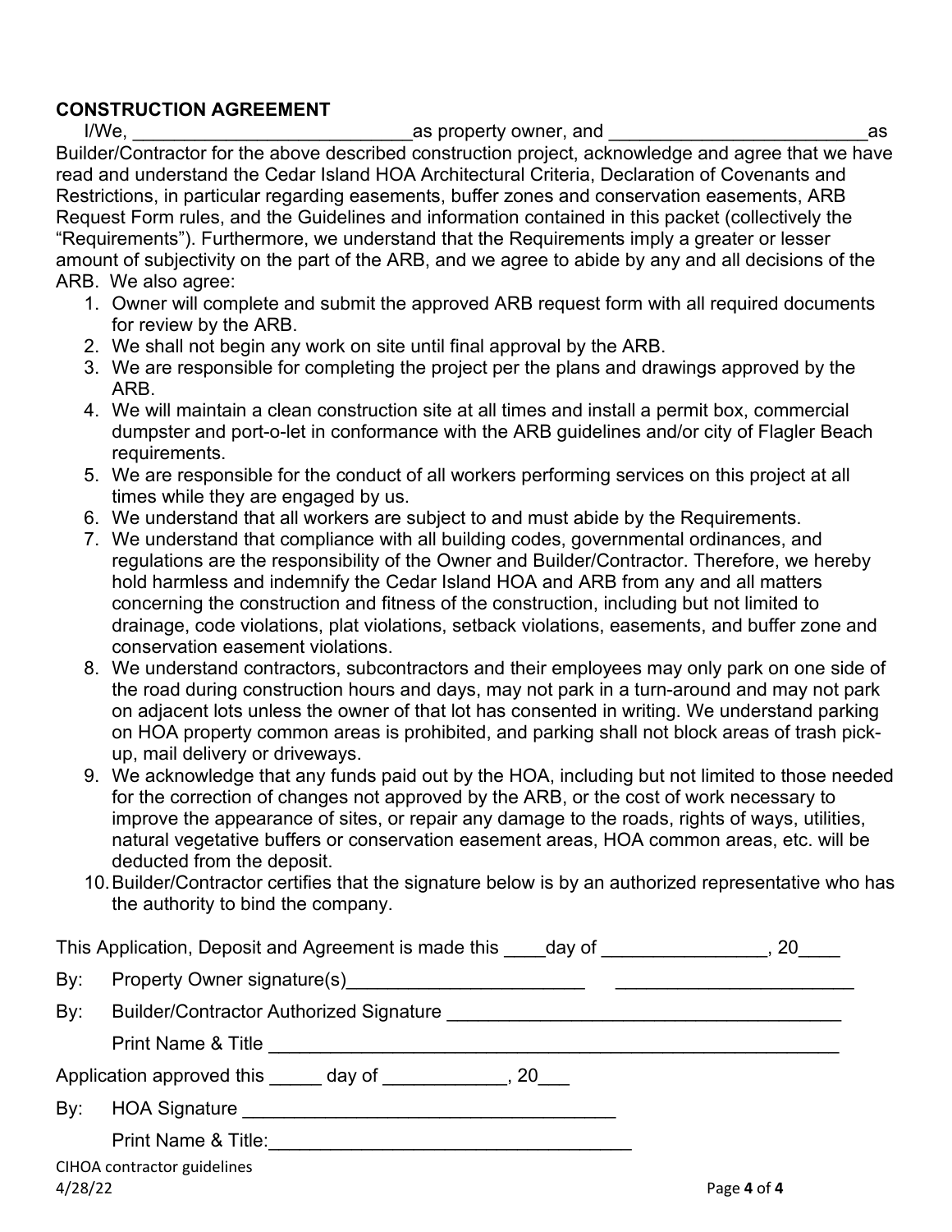**CONSTRUCTION AGREEMENT**

I/We, ___________________________as property owner, and _________________________as Builder/Contractor for the above described construction project, acknowledge and agree that we have read and understand the Cedar Island HOA Architectural Criteria, Declaration of Covenants and Restrictions, in particular regarding easements, buffer zones and conservation easements, ARB Request Form rules, and the Guidelines and information contained in this packet (collectively the "Requirements"). Furthermore, we understand that the Requirements imply a greater or lesser amount of subjectivity on the part of the ARB, and we agree to abide by any and all decisions of the ARB. We also agree:

1. Owner will complete and submit the approved ARB request form with all required documents for review by the ARB.
2. We shall not begin any work on site until final approval by the ARB.
3. We are responsible for completing the project per the plans and drawings approved by the ARB.
4. We will maintain a clean construction site at all times and install a permit box, commercial dumpster and port-o-let in conformance with the ARB guidelines and/or city of Flagler Beach requirements.
5. We are responsible for the conduct of all workers performing services on this project at all times while they are engaged by us.
6. We understand that all workers are subject to and must abide by the Requirements.
7. We understand that compliance with all building codes, governmental ordinances, and regulations are the responsibility of the Owner and Builder/Contractor. Therefore, we hereby hold harmless and indemnify the Cedar Island HOA and ARB from any and all matters concerning the construction and fitness of the construction, including but not limited to drainage, code violations, plat violations, setback violations, easements, and buffer zone and conservation easement violations.
8. We understand contractors, subcontractors and their employees may only park on one side of the road during construction hours and days, may not park in a turn-around and may not park on adjacent lots unless the owner of that lot has consented in writing. We understand parking on HOA property common areas is prohibited, and parking shall not block areas of trash pick-up, mail delivery or driveways.
9. We acknowledge that any funds paid out by the HOA, including but not limited to those needed for the correction of changes not approved by the ARB, or the cost of work necessary to improve the appearance of sites, or repair any damage to the roads, rights of ways, utilities, natural vegetative buffers or conservation easement areas, HOA common areas, etc. will be deducted from the deposit.
10. Builder/Contractor certifies that the signature below is by an authorized representative who has the authority to bind the company.

This Application, Deposit and Agreement is made this ____day of ________________, 20____

By: Property Owner signature(s)_______________________ _______________________

By: Builder/Contractor Authorized Signature ______________________________________

Print Name & Title ________________________________________________________

Application approved this _____ day of ____________, 20___

By: HOA Signature ___________________________________

Print Name & Title:__________________________________

CIHOA contractor guidelines
4/28/22